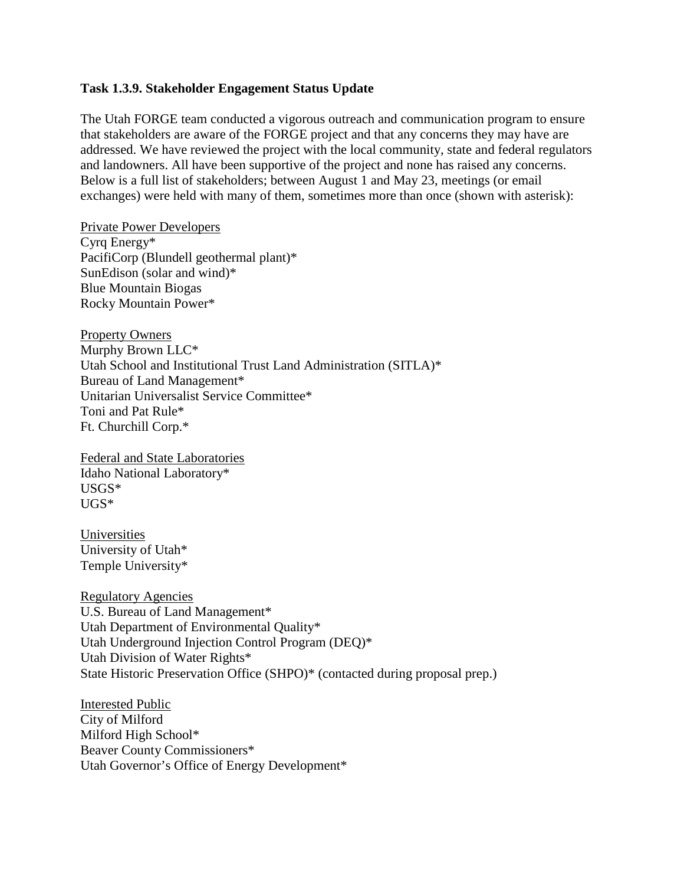### Task 1.3.9. Stakeholder Engagement Status Update

The Utah FORGE team conducted a vigorous outreach and communication program to ensure that stakeholders are aware of the FORGE project and that any concerns they may have are addressed. We have reviewed the project with the local community, state and federal regulators and landowners. All have been supportive of the project and none has raised any concerns. Below is a full list of stakeholders; between August 1 and May 23, meetings (or email exchanges) were held with many of them, sometimes more than once (shown with asterisk):

<u>Private Power Developers</u>
Cyrq Energy*
PacifiCorp (Blundell geothermal plant)*
SunEdison (solar and wind)*
Blue Mountain Biogas
Rocky Mountain Power*

<u>Property Owners</u>
Murphy Brown LLC*
Utah School and Institutional Trust Land Administration (SITLA)*
Bureau of Land Management*
Unitarian Universalist Service Committee*
Toni and Pat Rule*
Ft. Churchill Corp.*

<u>Federal and State Laboratories</u>
Idaho National Laboratory*
USGS*
UGS*

<u>Universities</u>
University of Utah*
Temple University*

<u>Regulatory Agencies</u>
U.S. Bureau of Land Management*
Utah Department of Environmental Quality*
Utah Underground Injection Control Program (DEQ)*
Utah Division of Water Rights*
State Historic Preservation Office (SHPO)* (contacted during proposal prep.)

<u>Interested Public</u>
City of Milford
Milford High School*
Beaver County Commissioners*
Utah Governor's Office of Energy Development*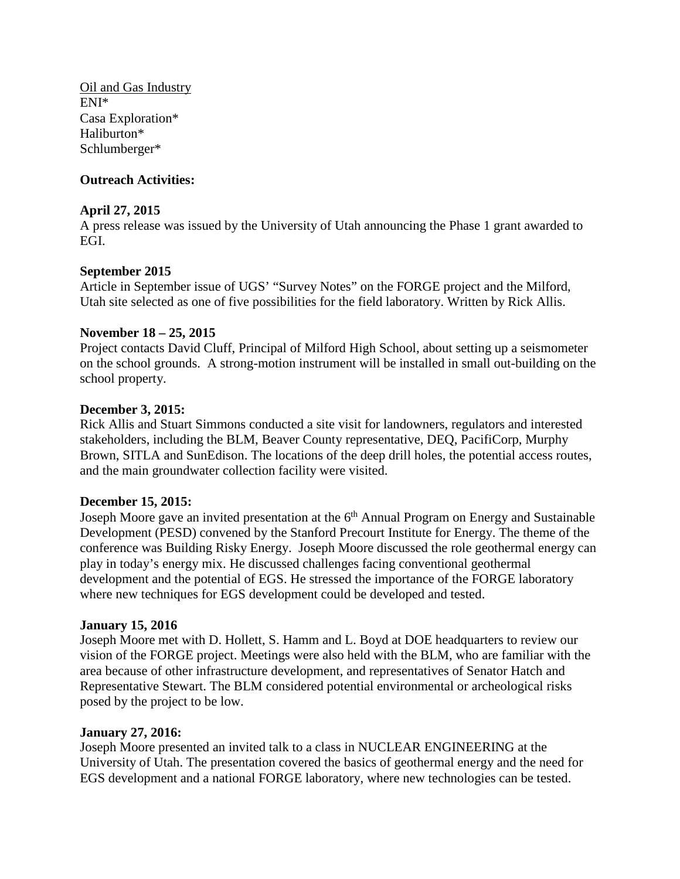Oil and Gas Industry
ENI*
Casa Exploration*
Haliburton*
Schlumberger*

**Outreach Activities:**

**April 27, 2015**
A press release was issued by the University of Utah announcing the Phase 1 grant awarded to EGI.

**September 2015**
Article in September issue of UGS' "Survey Notes" on the FORGE project and the Milford, Utah site selected as one of five possibilities for the field laboratory. Written by Rick Allis.

**November 18 – 25, 2015**
Project contacts David Cluff, Principal of Milford High School, about setting up a seismometer on the school grounds. A strong-motion instrument will be installed in small out-building on the school property.

**December 3, 2015:**
Rick Allis and Stuart Simmons conducted a site visit for landowners, regulators and interested stakeholders, including the BLM, Beaver County representative, DEQ, PacifiCorp, Murphy Brown, SITLA and SunEdison. The locations of the deep drill holes, the potential access routes, and the main groundwater collection facility were visited.

**December 15, 2015:**
Joseph Moore gave an invited presentation at the 6th Annual Program on Energy and Sustainable Development (PESD) convened by the Stanford Precourt Institute for Energy. The theme of the conference was Building Risky Energy. Joseph Moore discussed the role geothermal energy can play in today's energy mix. He discussed challenges facing conventional geothermal development and the potential of EGS. He stressed the importance of the FORGE laboratory where new techniques for EGS development could be developed and tested.

**January 15, 2016**
Joseph Moore met with D. Hollett, S. Hamm and L. Boyd at DOE headquarters to review our vision of the FORGE project. Meetings were also held with the BLM, who are familiar with the area because of other infrastructure development, and representatives of Senator Hatch and Representative Stewart. The BLM considered potential environmental or archeological risks posed by the project to be low.

**January 27, 2016:**
Joseph Moore presented an invited talk to a class in NUCLEAR ENGINEERING at the University of Utah. The presentation covered the basics of geothermal energy and the need for EGS development and a national FORGE laboratory, where new technologies can be tested.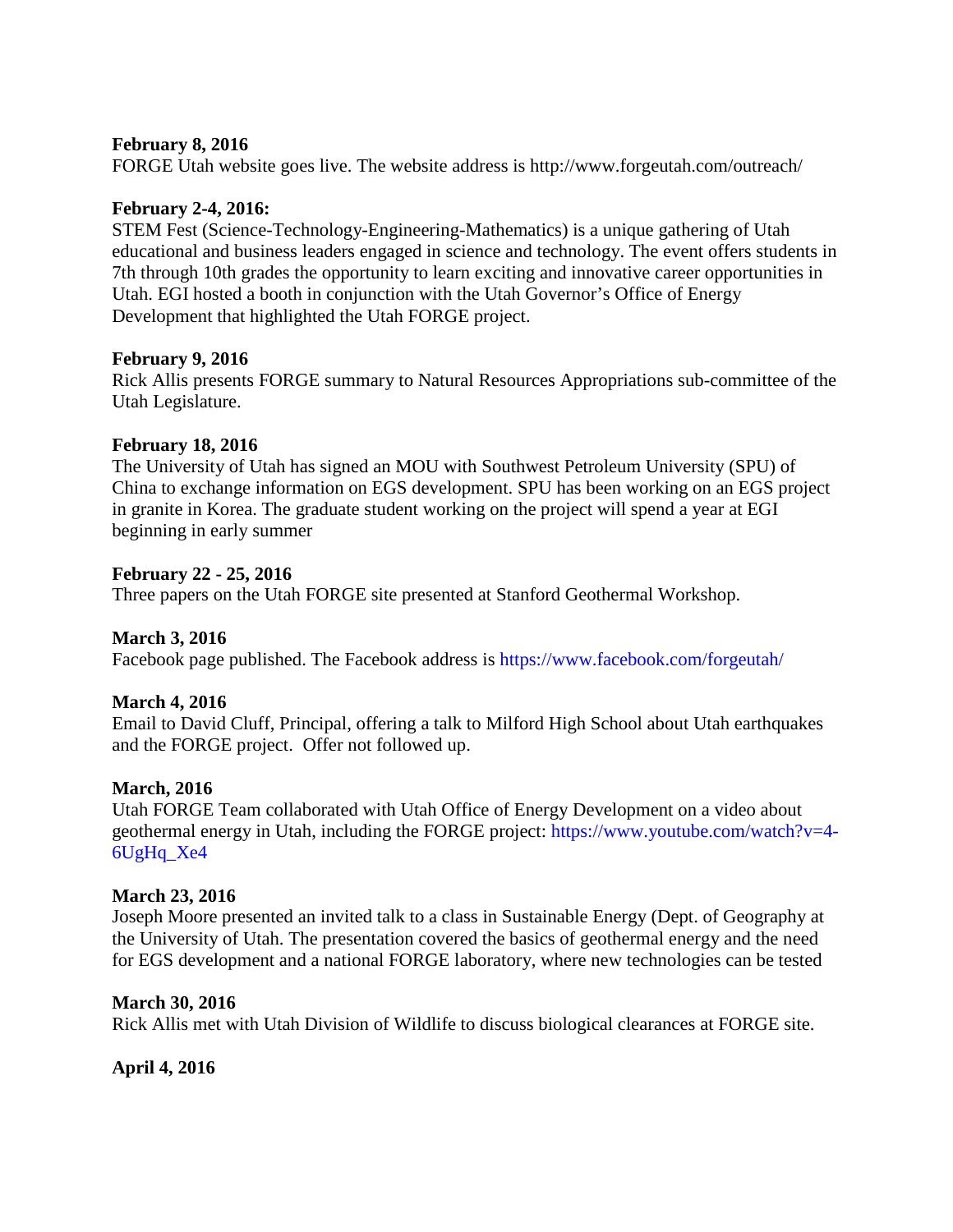**February 8, 2016**
FORGE Utah website goes live. The website address is http://www.forgeutah.com/outreach/

**February 2-4, 2016:**
STEM Fest (Science-Technology-Engineering-Mathematics) is a unique gathering of Utah educational and business leaders engaged in science and technology. The event offers students in 7th through 10th grades the opportunity to learn exciting and innovative career opportunities in Utah. EGI hosted a booth in conjunction with the Utah Governor's Office of Energy Development that highlighted the Utah FORGE project.

**February 9, 2016**
Rick Allis presents FORGE summary to Natural Resources Appropriations sub-committee of the Utah Legislature.

**February 18, 2016**
The University of Utah has signed an MOU with Southwest Petroleum University (SPU) of China to exchange information on EGS development. SPU has been working on an EGS project in granite in Korea. The graduate student working on the project will spend a year at EGI beginning in early summer

**February 22 - 25, 2016**
Three papers on the Utah FORGE site presented at Stanford Geothermal Workshop.

**March 3, 2016**
Facebook page published. The Facebook address is https://www.facebook.com/forgeutah/

**March 4, 2016**
Email to David Cluff, Principal, offering a talk to Milford High School about Utah earthquakes and the FORGE project. Offer not followed up.

**March, 2016**
Utah FORGE Team collaborated with Utah Office of Energy Development on a video about geothermal energy in Utah, including the FORGE project: https://www.youtube.com/watch?v=4-6UgHq_Xe4

**March 23, 2016**
Joseph Moore presented an invited talk to a class in Sustainable Energy (Dept. of Geography at the University of Utah. The presentation covered the basics of geothermal energy and the need for EGS development and a national FORGE laboratory, where new technologies can be tested

**March 30, 2016**
Rick Allis met with Utah Division of Wildlife to discuss biological clearances at FORGE site.

**April 4, 2016**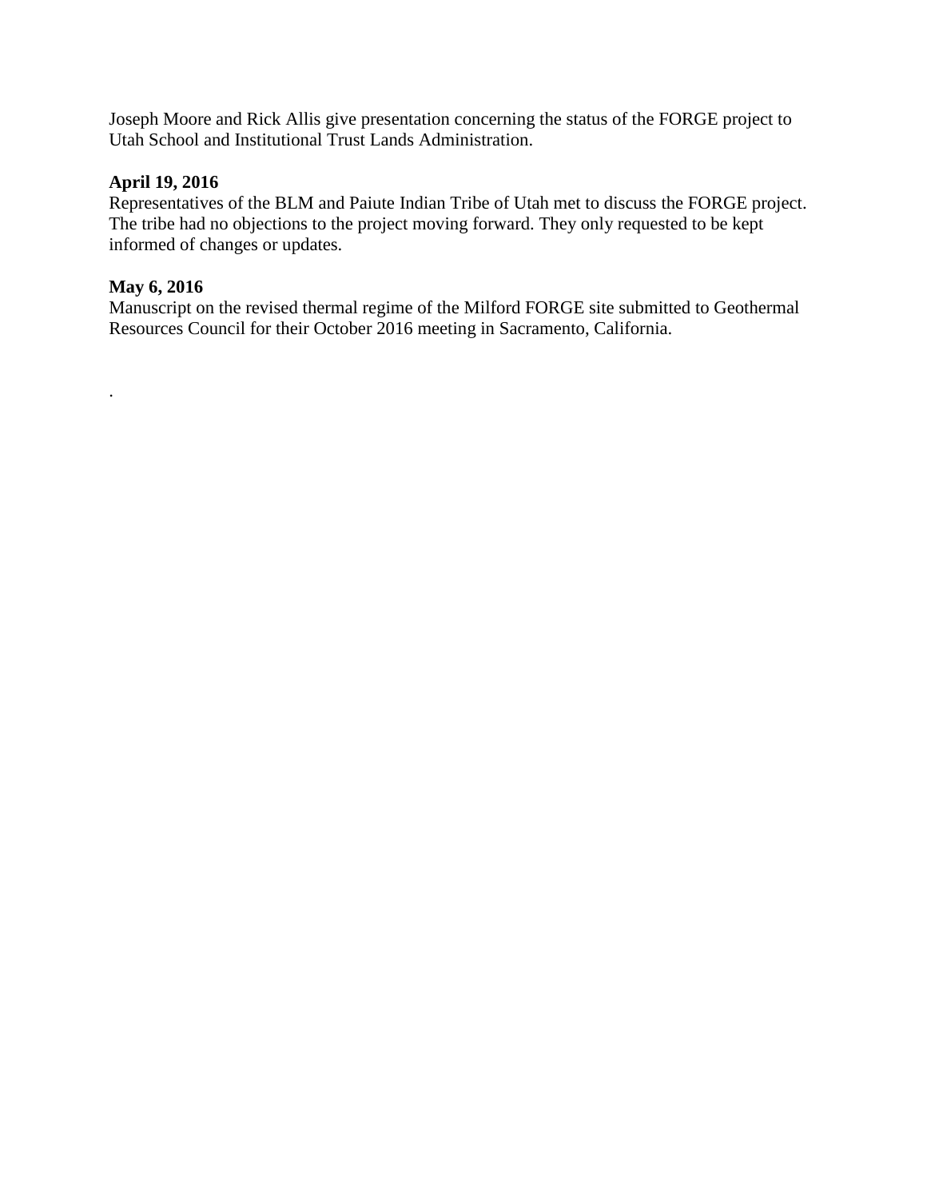Joseph Moore and Rick Allis give presentation concerning the status of the FORGE project to Utah School and Institutional Trust Lands Administration.

**April 19, 2016**

Representatives of the BLM and Paiute Indian Tribe of Utah met to discuss the FORGE project. The tribe had no objections to the project moving forward. They only requested to be kept informed of changes or updates.

**May 6, 2016**

Manuscript on the revised thermal regime of the Milford FORGE site submitted to Geothermal Resources Council for their October 2016 meeting in Sacramento, California.

.